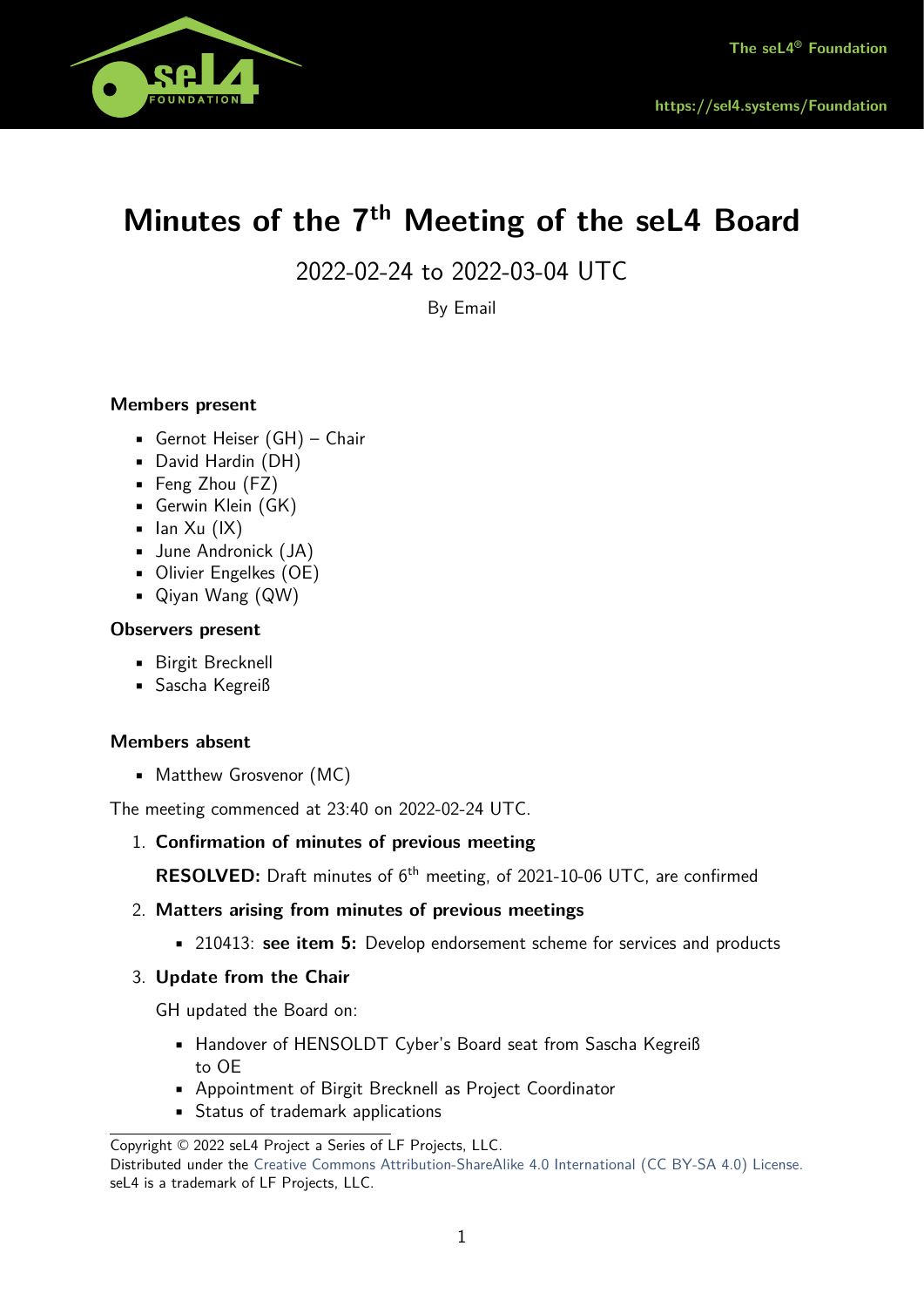The seL4® Foundation

https://sel4.systems/Foundation

# Minutes of the 7th Meeting of the seL4 Board

2022-02-24 to 2022-03-04 UTC

By Email

**Members present**

- Gernot Heiser (GH) – Chair
- David Hardin (DH)
- Feng Zhou (FZ)
- Gerwin Klein (GK)
- Ian Xu (IX)
- June Andronick (JA)
- Olivier Engelkes (OE)
- Qiyan Wang (QW)

**Observers present**

- Birgit Brecknell
- Sascha Kegreiß

**Members absent**

- Matthew Grosvenor (MC)

The meeting commenced at 23:40 on 2022-02-24 UTC.

1. **Confirmation of minutes of previous meeting**

   **RESOLVED:** Draft minutes of 6th meeting, of 2021-10-06 UTC, are confirmed

2. **Matters arising from minutes of previous meetings**

   - 210413: **see item 5:** Develop endorsement scheme for services and products

3. **Update from the Chair**

   GH updated the Board on:

   - Handover of HENSOLDT Cyber's Board seat from Sascha Kegreiß to OE
   - Appointment of Birgit Brecknell as Project Coordinator
   - Status of trademark applications

Copyright © 2022 seL4 Project a Series of LF Projects, LLC.
Distributed under the Creative Commons Attribution-ShareAlike 4.0 International (CC BY-SA 4.0) License.
seL4 is a trademark of LF Projects, LLC.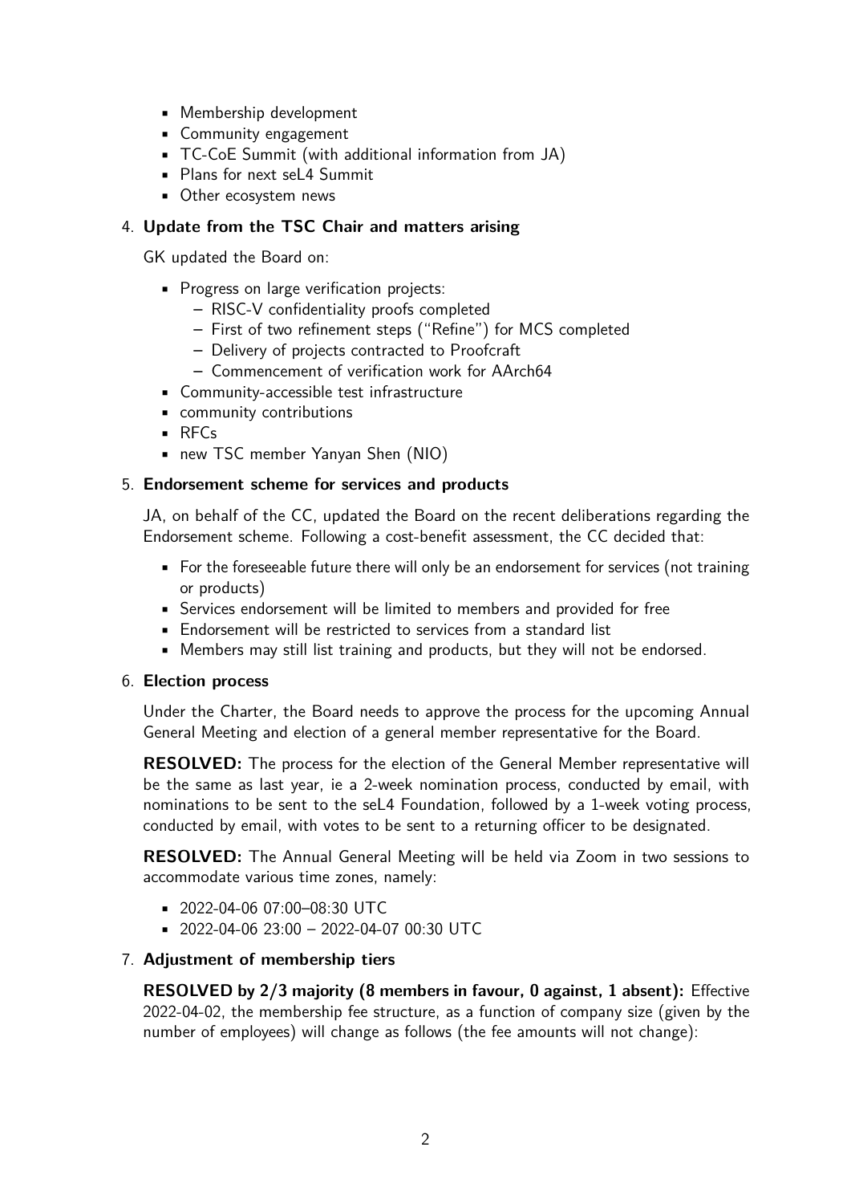- Membership development
- Community engagement
- TC-CoE Summit (with additional information from JA)
- Plans for next seL4 Summit
- Other ecosystem news

4. **Update from the TSC Chair and matters arising**

   GK updated the Board on:

   - Progress on large verification projects:
     - RISC-V confidentiality proofs completed
     - First of two refinement steps ("Refine") for MCS completed
     - Delivery of projects contracted to Proofcraft
     - Commencement of verification work for AArch64
   - Community-accessible test infrastructure
   - community contributions
   - RFCs
   - new TSC member Yanyan Shen (NIO)

5. **Endorsement scheme for services and products**

   JA, on behalf of the CC, updated the Board on the recent deliberations regarding the Endorsement scheme. Following a cost-benefit assessment, the CC decided that:

   - For the foreseeable future there will only be an endorsement for services (not training or products)
   - Services endorsement will be limited to members and provided for free
   - Endorsement will be restricted to services from a standard list
   - Members may still list training and products, but they will not be endorsed.

6. **Election process**

   Under the Charter, the Board needs to approve the process for the upcoming Annual General Meeting and election of a general member representative for the Board.

   **RESOLVED:** The process for the election of the General Member representative will be the same as last year, ie a 2-week nomination process, conducted by email, with nominations to be sent to the seL4 Foundation, followed by a 1-week voting process, conducted by email, with votes to be sent to a returning officer to be designated.

   **RESOLVED:** The Annual General Meeting will be held via Zoom in two sessions to accommodate various time zones, namely:

   - 2022-04-06 07:00–08:30 UTC
   - 2022-04-06 23:00 – 2022-04-07 00:30 UTC

7. **Adjustment of membership tiers**

   **RESOLVED by 2/3 majority (8 members in favour, 0 against, 1 absent):** Effective 2022-04-02, the membership fee structure, as a function of company size (given by the number of employees) will change as follows (the fee amounts will not change):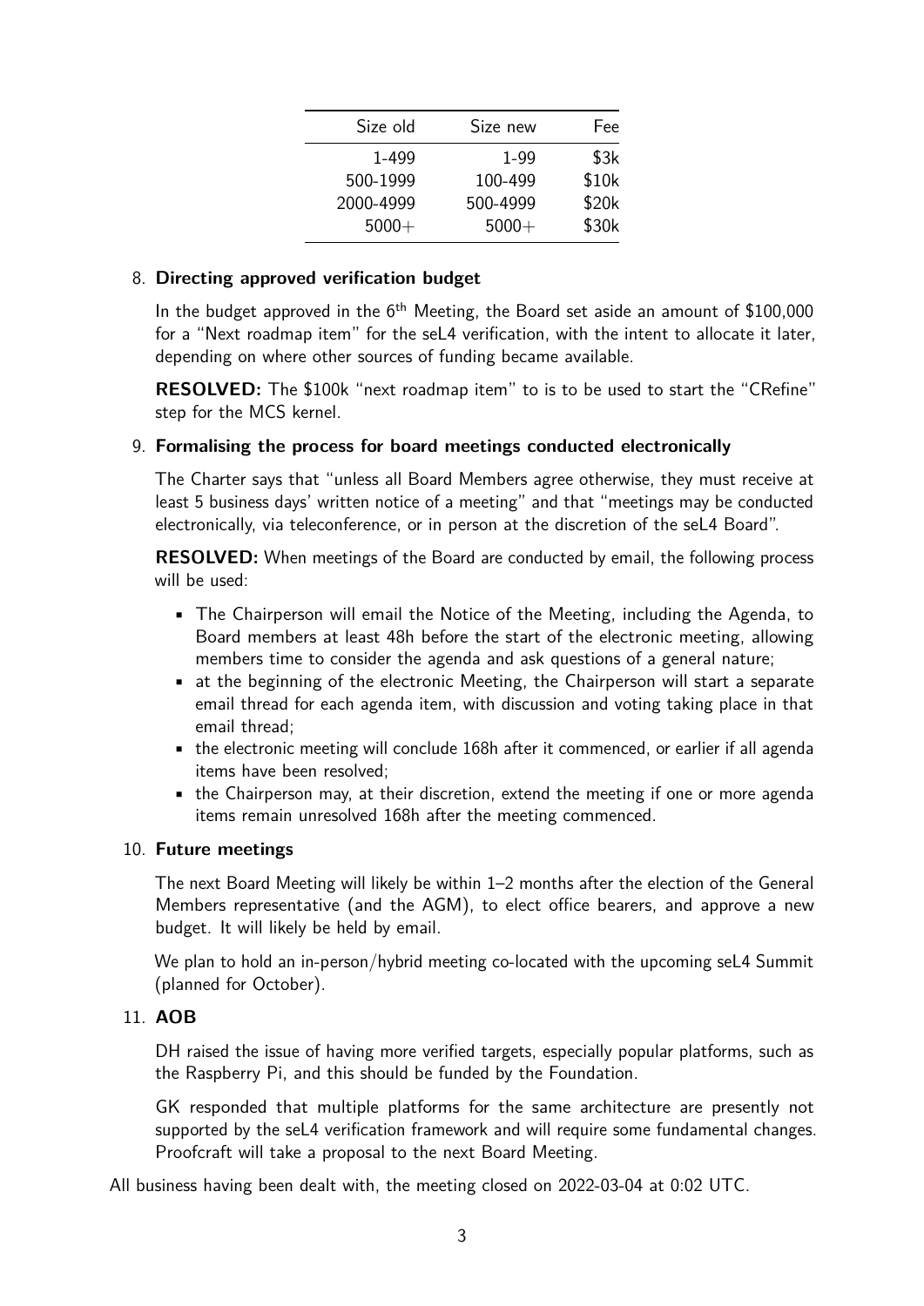| Size old | Size new | Fee |
| --- | --- | --- |
| 1-499 | 1-99 | $3k |
| 500-1999 | 100-499 | $10k |
| 2000-4999 | 500-4999 | $20k |
| 5000+ | 5000+ | $30k |

8. **Directing approved verification budget**

   In the budget approved in the 6th Meeting, the Board set aside an amount of $100,000 for a "Next roadmap item" for the seL4 verification, with the intent to allocate it later, depending on where other sources of funding became available.

   **RESOLVED:** The $100k "next roadmap item" to is to be used to start the "CRefine" step for the MCS kernel.

9. **Formalising the process for board meetings conducted electronically**

   The Charter says that "unless all Board Members agree otherwise, they must receive at least 5 business days' written notice of a meeting" and that "meetings may be conducted electronically, via teleconference, or in person at the discretion of the seL4 Board".

   **RESOLVED:** When meetings of the Board are conducted by email, the following process will be used:

   - The Chairperson will email the Notice of the Meeting, including the Agenda, to Board members at least 48h before the start of the electronic meeting, allowing members time to consider the agenda and ask questions of a general nature;
   - at the beginning of the electronic Meeting, the Chairperson will start a separate email thread for each agenda item, with discussion and voting taking place in that email thread;
   - the electronic meeting will conclude 168h after it commenced, or earlier if all agenda items have been resolved;
   - the Chairperson may, at their discretion, extend the meeting if one or more agenda items remain unresolved 168h after the meeting commenced.

10. **Future meetings**

    The next Board Meeting will likely be within 1–2 months after the election of the General Members representative (and the AGM), to elect office bearers, and approve a new budget. It will likely be held by email.

    We plan to hold an in-person/hybrid meeting co-located with the upcoming seL4 Summit (planned for October).

11. **AOB**

    DH raised the issue of having more verified targets, especially popular platforms, such as the Raspberry Pi, and this should be funded by the Foundation.

    GK responded that multiple platforms for the same architecture are presently not supported by the seL4 verification framework and will require some fundamental changes. Proofcraft will take a proposal to the next Board Meeting.

All business having been dealt with, the meeting closed on 2022-03-04 at 0:02 UTC.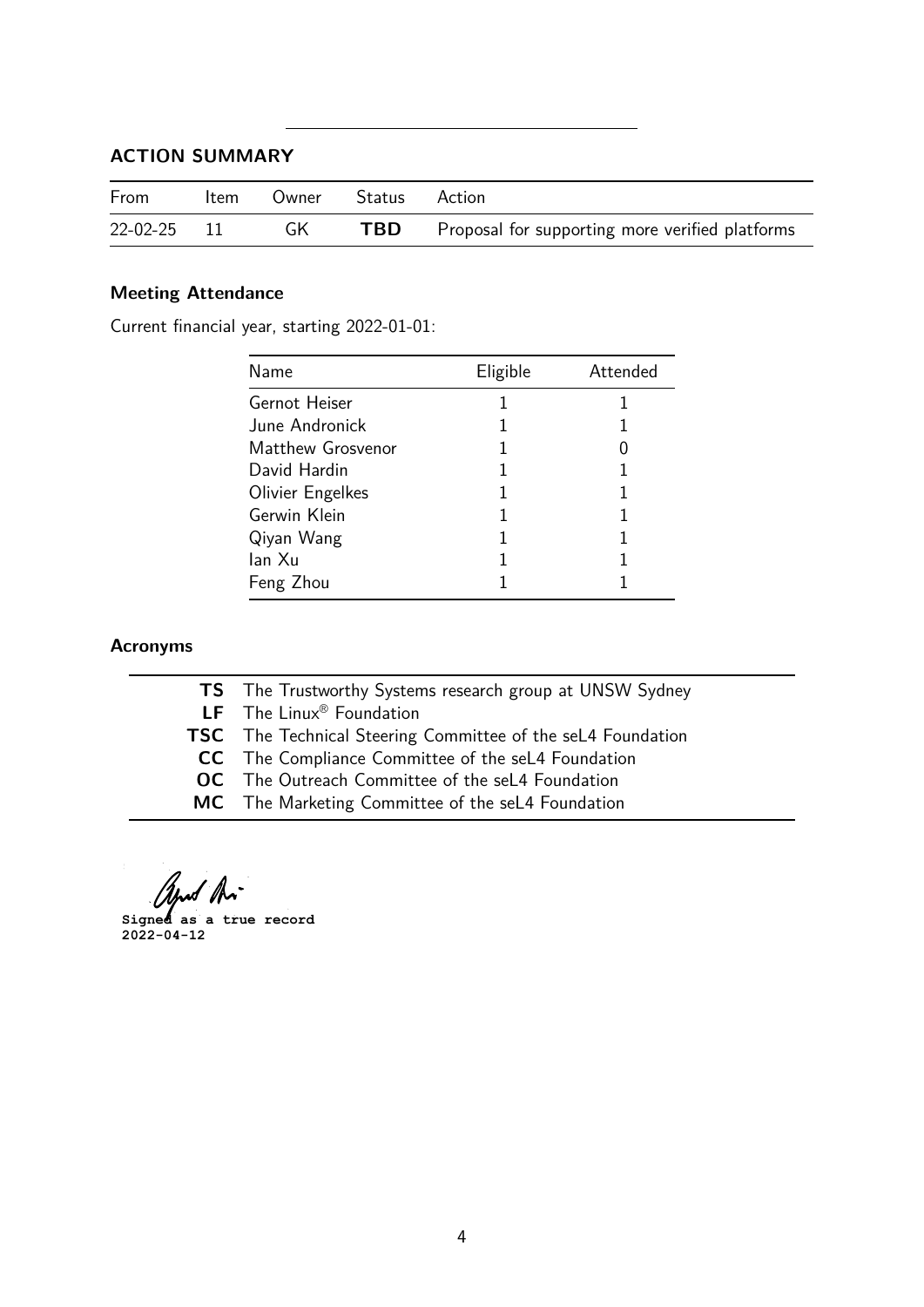---

## ACTION SUMMARY

| From | Item | Owner | Status | Action |
|---|---|---|---|---|
| 22-02-25 | 11 | GK | **TBD** | Proposal for supporting more verified platforms |

### Meeting Attendance

Current financial year, starting 2022-01-01:

| Name | Eligible | Attended |
|---|---|---|
| Gernot Heiser | 1 | 1 |
| June Andronick | 1 | 1 |
| Matthew Grosvenor | 1 | 0 |
| David Hardin | 1 | 1 |
| Olivier Engelkes | 1 | 1 |
| Gerwin Klein | 1 | 1 |
| Qiyan Wang | 1 | 1 |
| Ian Xu | 1 | 1 |
| Feng Zhou | 1 | 1 |

### Acronyms

| | |
|---|---|
| **TS** | The Trustworthy Systems research group at UNSW Sydney |
| **LF** | The Linux® Foundation |
| **TSC** | The Technical Steering Committee of the seL4 Foundation |
| **CC** | The Compliance Committee of the seL4 Foundation |
| **OC** | The Outreach Committee of the seL4 Foundation |
| **MC** | The Marketing Committee of the seL4 Foundation |

**Signed as a true record**
**2022-04-12**